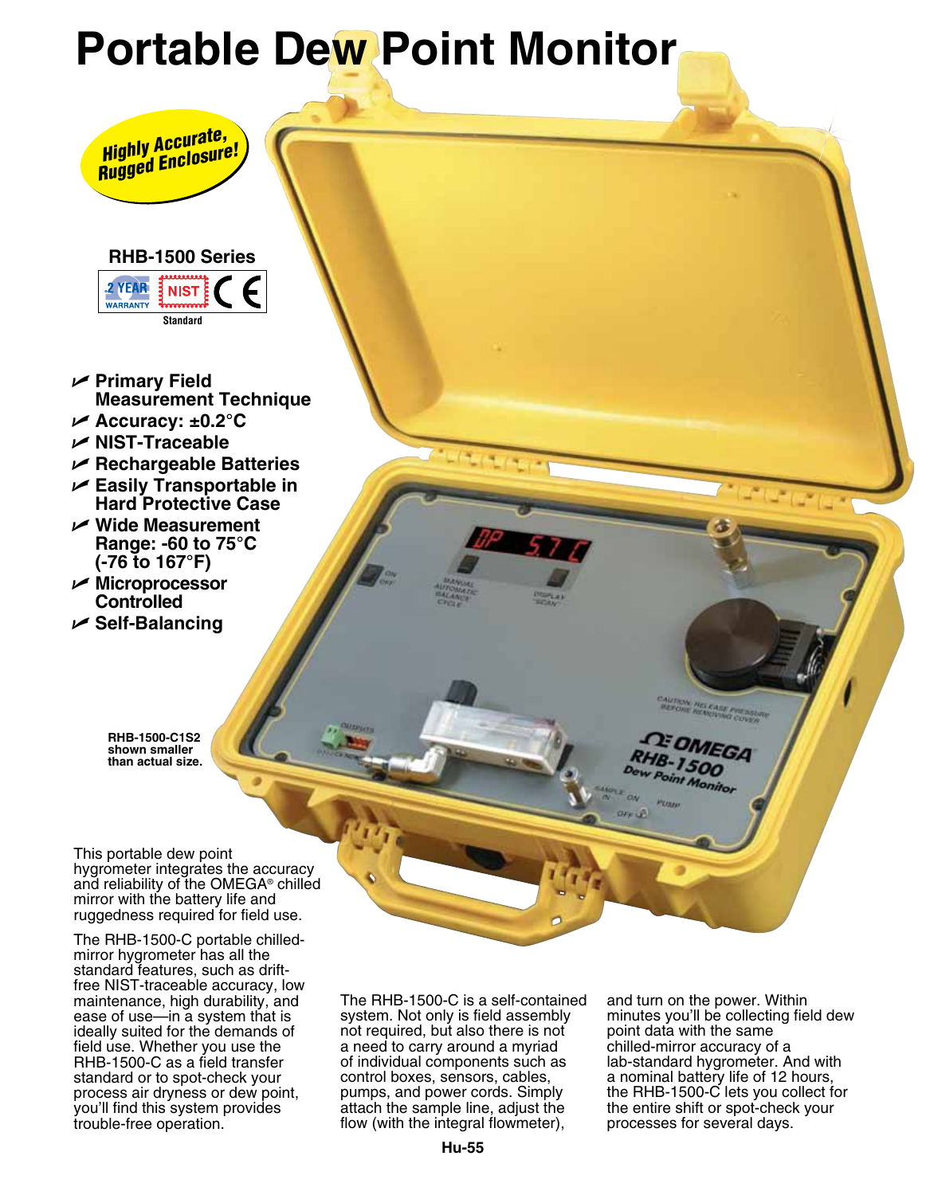# Portable Dew Point Monitor

**Highly Accurate, Rugged Enclosure!**

**RHB-1500 Series**

- **Primary Field Measurement Technique**
- **Accuracy: ±0.2°C**
- **NIST-Traceable**
- **Rechargeable Batteries**
- **Easily Transportable in Hard Protective Case**
- **Wide Measurement Range: -60 to 75°C (-76 to 167°F)**
- **Microprocessor Controlled**
- **Self-Balancing**

**RHB-1500-C1S2 shown smaller than actual size.**

This portable dew point hygrometer integrates the accuracy and reliability of the OMEGA® chilled mirror with the battery life and ruggedness required for field use.

The RHB-1500-C portable chilled-mirror hygrometer has all the standard features, such as drift-free NIST-traceable accuracy, low maintenance, high durability, and ease of use—in a system that is ideally suited for the demands of field use. Whether you use the RHB-1500-C as a field transfer standard or to spot-check your process air dryness or dew point, you'll find this system provides trouble-free operation.

The RHB-1500-C is a self-contained system. Not only is field assembly not required, but also there is not a need to carry around a myriad of individual components such as control boxes, sensors, cables, pumps, and power cords. Simply attach the sample line, adjust the flow (with the integral flowmeter), and turn on the power. Within minutes you'll be collecting field dew point data with the same chilled-mirror accuracy of a lab-standard hygrometer. And with a nominal battery life of 12 hours, the RHB-1500-C lets you collect for the entire shift or spot-check your processes for several days.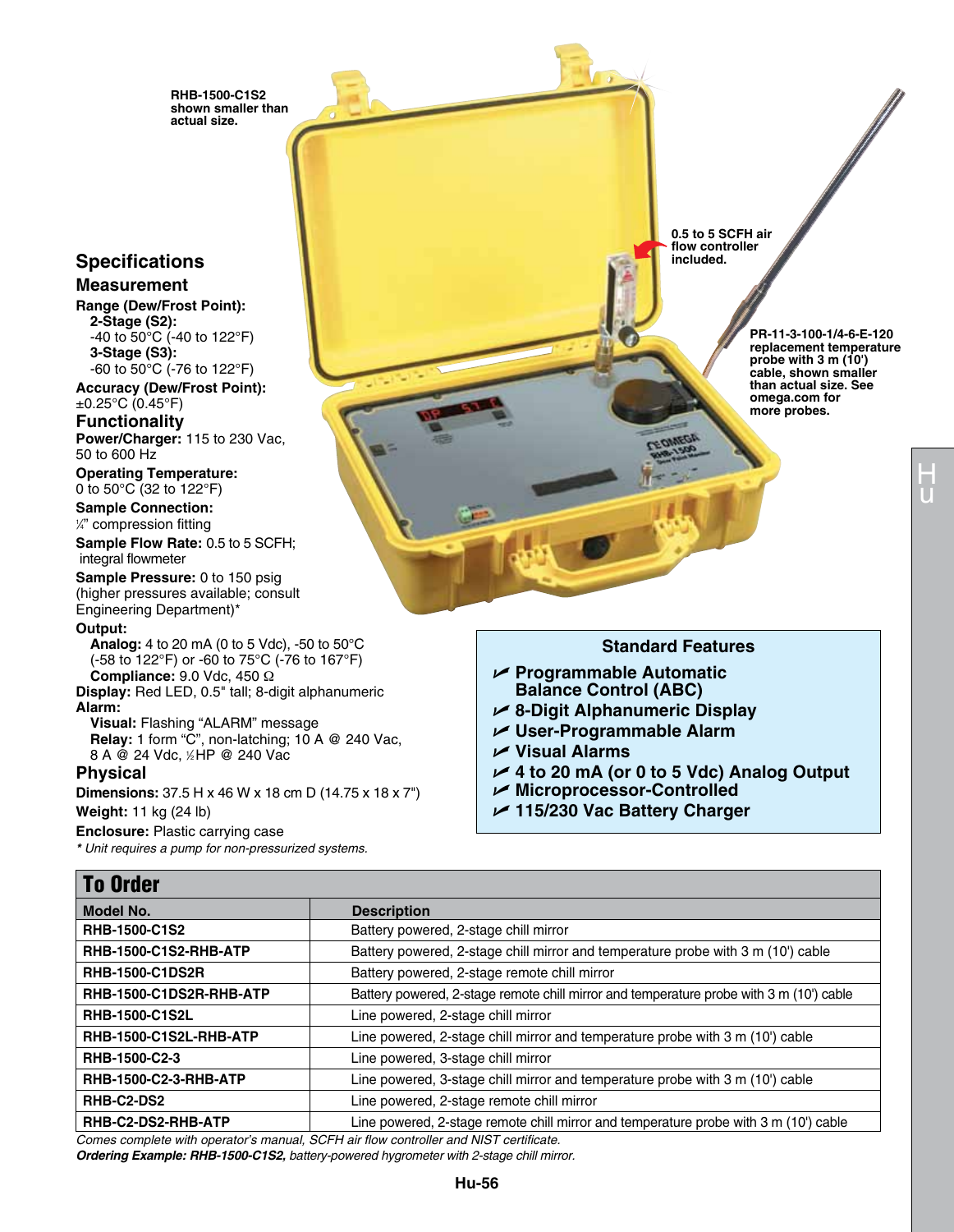RHB-1500-C1S2 shown smaller than actual size.

0.5 to 5 SCFH air flow controller included.

PR-11-3-100-1/4-6-E-120 replacement temperature probe with 3 m (10') cable, shown smaller than actual size. See omega.com for more probes.

## Specifications

### Measurement

**Range (Dew/Frost Point):**
**2-Stage (S2):**
-40 to 50°C (-40 to 122°F)
**3-Stage (S3):**
-60 to 50°C (-76 to 122°F)

**Accuracy (Dew/Frost Point):**
±0.25°C (0.45°F)

### Functionality

**Power/Charger:** 115 to 230 Vac, 50 to 600 Hz

**Operating Temperature:**
0 to 50°C (32 to 122°F)

**Sample Connection:**
¼" compression fitting

**Sample Flow Rate:** 0.5 to 5 SCFH; integral flowmeter

**Sample Pressure:** 0 to 150 psig (higher pressures available; consult Engineering Department)*

**Output:**
**Analog:** 4 to 20 mA (0 to 5 Vdc), -50 to 50°C (-58 to 122°F) or -60 to 75°C (-76 to 167°F)
**Compliance:** 9.0 Vdc, 450 Ω

**Display:** Red LED, 0.5" tall; 8-digit alphanumeric

**Alarm:**
**Visual:** Flashing "ALARM" message
**Relay:** 1 form "C", non-latching; 10 A @ 240 Vac, 8 A @ 24 Vdc, ½HP @ 240 Vac

### Physical

**Dimensions:** 37.5 H x 46 W x 18 cm D (14.75 x 18 x 7")

**Weight:** 11 kg (24 lb)

**Enclosure:** Plastic carrying case

*** Unit requires a pump for non-pressurized systems.*

### Standard Features

- **Programmable Automatic Balance Control (ABC)**
- **8-Digit Alphanumeric Display**
- **User-Programmable Alarm**
- **Visual Alarms**
- **4 to 20 mA (or 0 to 5 Vdc) Analog Output**
- **Microprocessor-Controlled**
- **115/230 Vac Battery Charger**

## To Order

| Model No. | Description |
|---|---|
| **RHB-1500-C1S2** | Battery powered, 2-stage chill mirror |
| **RHB-1500-C1S2-RHB-ATP** | Battery powered, 2-stage chill mirror and temperature probe with 3 m (10') cable |
| **RHB-1500-C1DS2R** | Battery powered, 2-stage remote chill mirror |
| **RHB-1500-C1DS2R-RHB-ATP** | Battery powered, 2-stage remote chill mirror and temperature probe with 3 m (10') cable |
| **RHB-1500-C1S2L** | Line powered, 2-stage chill mirror |
| **RHB-1500-C1S2L-RHB-ATP** | Line powered, 2-stage chill mirror and temperature probe with 3 m (10') cable |
| **RHB-1500-C2-3** | Line powered, 3-stage chill mirror |
| **RHB-1500-C2-3-RHB-ATP** | Line powered, 3-stage chill mirror and temperature probe with 3 m (10') cable |
| **RHB-C2-DS2** | Line powered, 2-stage remote chill mirror |
| **RHB-C2-DS2-RHB-ATP** | Line powered, 2-stage remote chill mirror and temperature probe with 3 m (10') cable |

*Comes complete with operator's manual, SCFH air flow controller and NIST certificate.*
***Ordering Example: RHB-1500-C1S2,** battery-powered hygrometer with 2-stage chill mirror.*